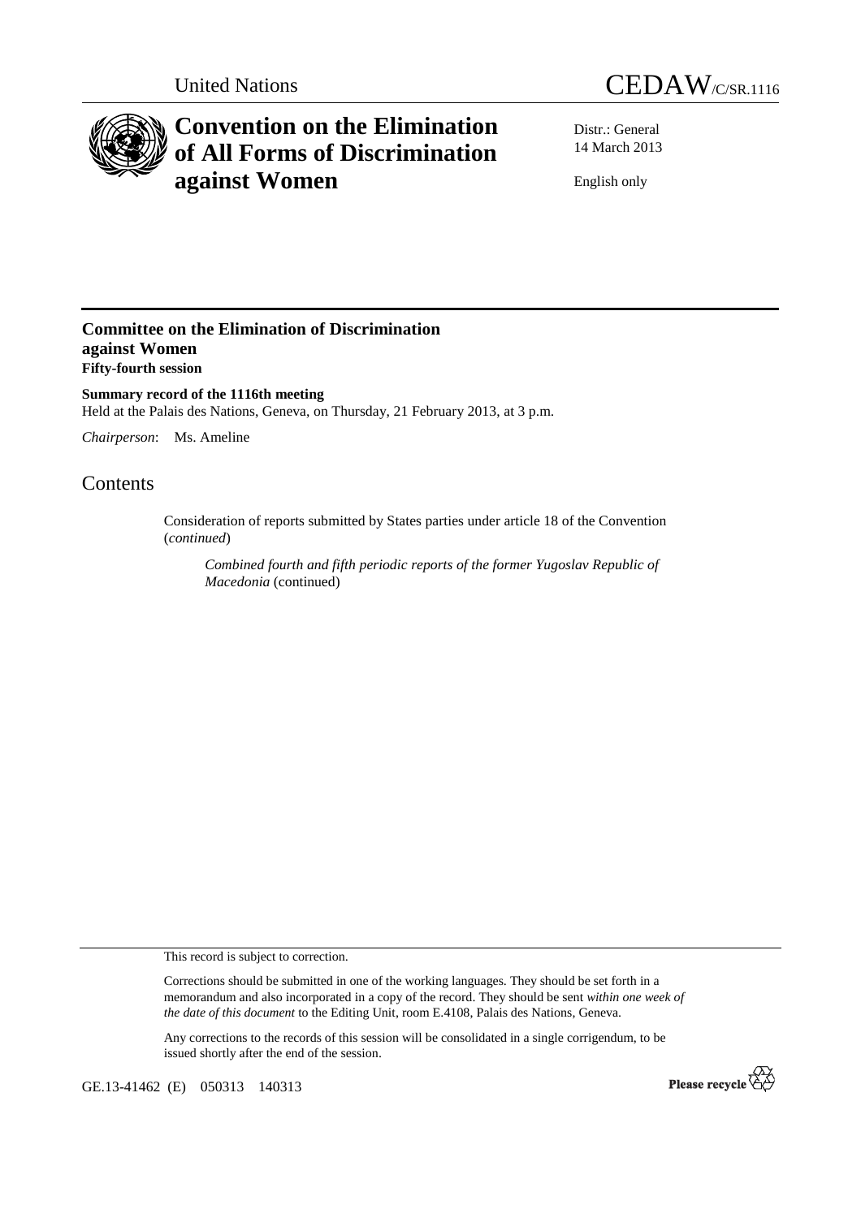United Nations

CEDAW/C/SR.1116

# Convention on the Elimination of All Forms of Discrimination against Women

Distr.: General
14 March 2013

English only

## Committee on the Elimination of Discrimination against Women
**Fifty-fourth session**

**Summary record of the 1116th meeting**
Held at the Palais des Nations, Geneva, on Thursday, 21 February 2013, at 3 p.m.

*Chairperson*: Ms. Ameline

# Contents

Consideration of reports submitted by States parties under article 18 of the Convention (*continued*)

*Combined fourth and fifth periodic reports of the former Yugoslav Republic of Macedonia* (continued)

This record is subject to correction.

Corrections should be submitted in one of the working languages. They should be set forth in a memorandum and also incorporated in a copy of the record. They should be sent *within one week of the date of this document* to the Editing Unit, room E.4108, Palais des Nations, Geneva.

Any corrections to the records of this session will be consolidated in a single corrigendum, to be issued shortly after the end of the session.

GE.13-41462 (E) 050313 140313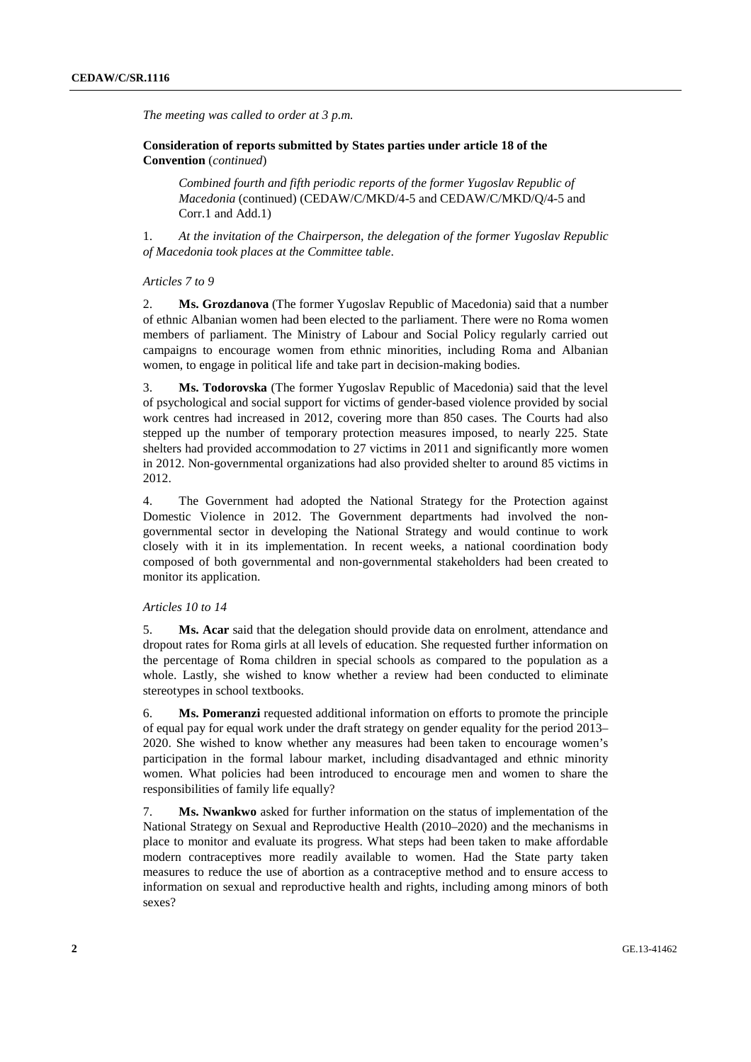*The meeting was called to order at 3 p.m.*

**Consideration of reports submitted by States parties under article 18 of the Convention** (*continued*)

*Combined fourth and fifth periodic reports of the former Yugoslav Republic of Macedonia* (continued) (CEDAW/C/MKD/4-5 and CEDAW/C/MKD/Q/4-5 and Corr.1 and Add.1)

1. *At the invitation of the Chairperson, the delegation of the former Yugoslav Republic of Macedonia took places at the Committee table*.

*Articles 7 to 9*

2. **Ms. Grozdanova** (The former Yugoslav Republic of Macedonia) said that a number of ethnic Albanian women had been elected to the parliament. There were no Roma women members of parliament. The Ministry of Labour and Social Policy regularly carried out campaigns to encourage women from ethnic minorities, including Roma and Albanian women, to engage in political life and take part in decision-making bodies.

3. **Ms. Todorovska** (The former Yugoslav Republic of Macedonia) said that the level of psychological and social support for victims of gender-based violence provided by social work centres had increased in 2012, covering more than 850 cases. The Courts had also stepped up the number of temporary protection measures imposed, to nearly 225. State shelters had provided accommodation to 27 victims in 2011 and significantly more women in 2012. Non-governmental organizations had also provided shelter to around 85 victims in 2012.

4. The Government had adopted the National Strategy for the Protection against Domestic Violence in 2012. The Government departments had involved the non-governmental sector in developing the National Strategy and would continue to work closely with it in its implementation. In recent weeks, a national coordination body composed of both governmental and non-governmental stakeholders had been created to monitor its application.

*Articles 10 to 14*

5. **Ms. Acar** said that the delegation should provide data on enrolment, attendance and dropout rates for Roma girls at all levels of education. She requested further information on the percentage of Roma children in special schools as compared to the population as a whole. Lastly, she wished to know whether a review had been conducted to eliminate stereotypes in school textbooks.

6. **Ms. Pomeranzi** requested additional information on efforts to promote the principle of equal pay for equal work under the draft strategy on gender equality for the period 2013–2020. She wished to know whether any measures had been taken to encourage women's participation in the formal labour market, including disadvantaged and ethnic minority women. What policies had been introduced to encourage men and women to share the responsibilities of family life equally?

7. **Ms. Nwankwo** asked for further information on the status of implementation of the National Strategy on Sexual and Reproductive Health (2010–2020) and the mechanisms in place to monitor and evaluate its progress. What steps had been taken to make affordable modern contraceptives more readily available to women. Had the State party taken measures to reduce the use of abortion as a contraceptive method and to ensure access to information on sexual and reproductive health and rights, including among minors of both sexes?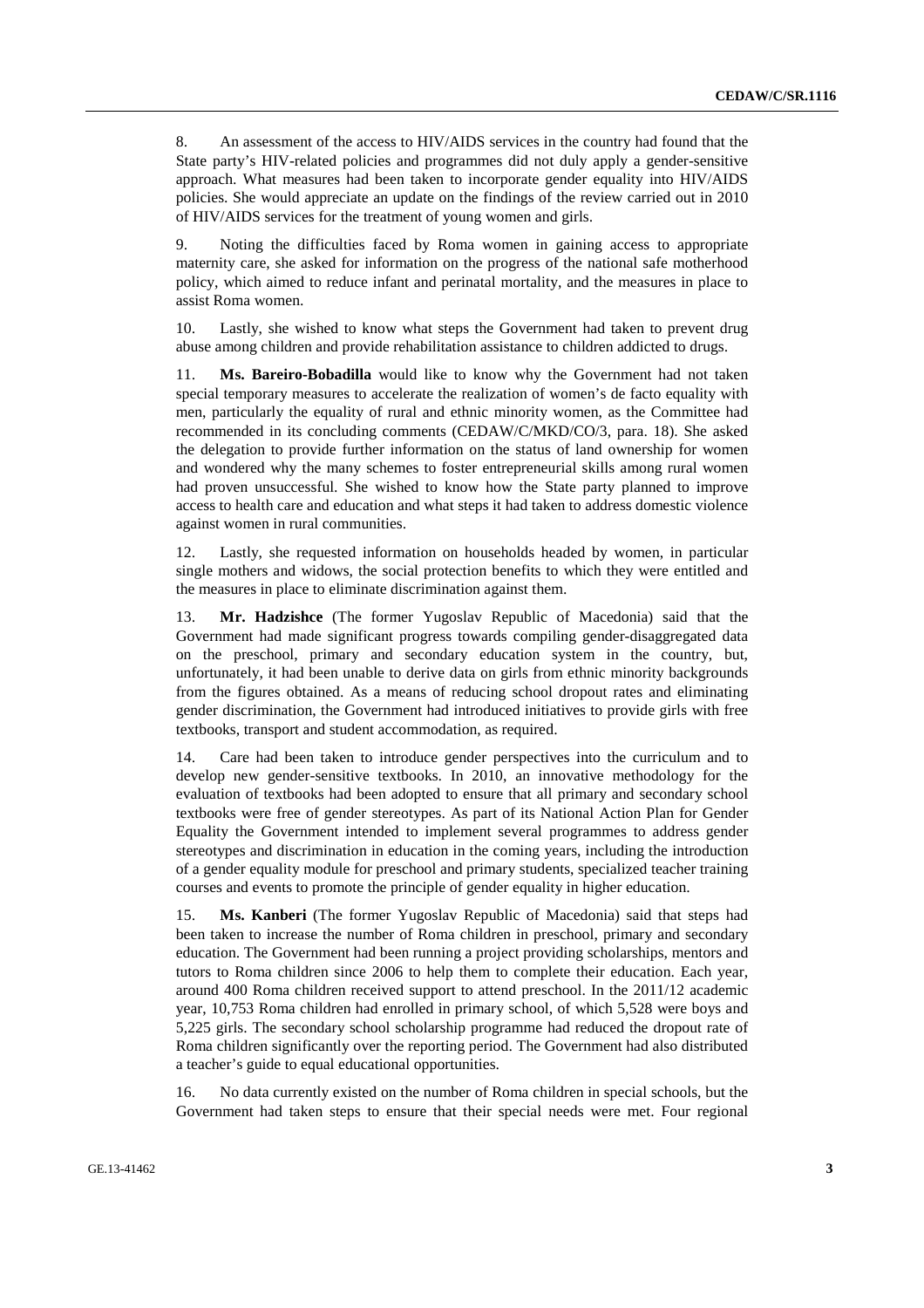8. An assessment of the access to HIV/AIDS services in the country had found that the State party's HIV-related policies and programmes did not duly apply a gender-sensitive approach. What measures had been taken to incorporate gender equality into HIV/AIDS policies. She would appreciate an update on the findings of the review carried out in 2010 of HIV/AIDS services for the treatment of young women and girls.

9. Noting the difficulties faced by Roma women in gaining access to appropriate maternity care, she asked for information on the progress of the national safe motherhood policy, which aimed to reduce infant and perinatal mortality, and the measures in place to assist Roma women.

10. Lastly, she wished to know what steps the Government had taken to prevent drug abuse among children and provide rehabilitation assistance to children addicted to drugs.

11. **Ms. Bareiro-Bobadilla** would like to know why the Government had not taken special temporary measures to accelerate the realization of women's de facto equality with men, particularly the equality of rural and ethnic minority women, as the Committee had recommended in its concluding comments (CEDAW/C/MKD/CO/3, para. 18). She asked the delegation to provide further information on the status of land ownership for women and wondered why the many schemes to foster entrepreneurial skills among rural women had proven unsuccessful. She wished to know how the State party planned to improve access to health care and education and what steps it had taken to address domestic violence against women in rural communities.

12. Lastly, she requested information on households headed by women, in particular single mothers and widows, the social protection benefits to which they were entitled and the measures in place to eliminate discrimination against them.

13. **Mr. Hadzishce** (The former Yugoslav Republic of Macedonia) said that the Government had made significant progress towards compiling gender-disaggregated data on the preschool, primary and secondary education system in the country, but, unfortunately, it had been unable to derive data on girls from ethnic minority backgrounds from the figures obtained. As a means of reducing school dropout rates and eliminating gender discrimination, the Government had introduced initiatives to provide girls with free textbooks, transport and student accommodation, as required.

14. Care had been taken to introduce gender perspectives into the curriculum and to develop new gender-sensitive textbooks. In 2010, an innovative methodology for the evaluation of textbooks had been adopted to ensure that all primary and secondary school textbooks were free of gender stereotypes. As part of its National Action Plan for Gender Equality the Government intended to implement several programmes to address gender stereotypes and discrimination in education in the coming years, including the introduction of a gender equality module for preschool and primary students, specialized teacher training courses and events to promote the principle of gender equality in higher education.

15. **Ms. Kanberi** (The former Yugoslav Republic of Macedonia) said that steps had been taken to increase the number of Roma children in preschool, primary and secondary education. The Government had been running a project providing scholarships, mentors and tutors to Roma children since 2006 to help them to complete their education. Each year, around 400 Roma children received support to attend preschool. In the 2011/12 academic year, 10,753 Roma children had enrolled in primary school, of which 5,528 were boys and 5,225 girls. The secondary school scholarship programme had reduced the dropout rate of Roma children significantly over the reporting period. The Government had also distributed a teacher's guide to equal educational opportunities.

16. No data currently existed on the number of Roma children in special schools, but the Government had taken steps to ensure that their special needs were met. Four regional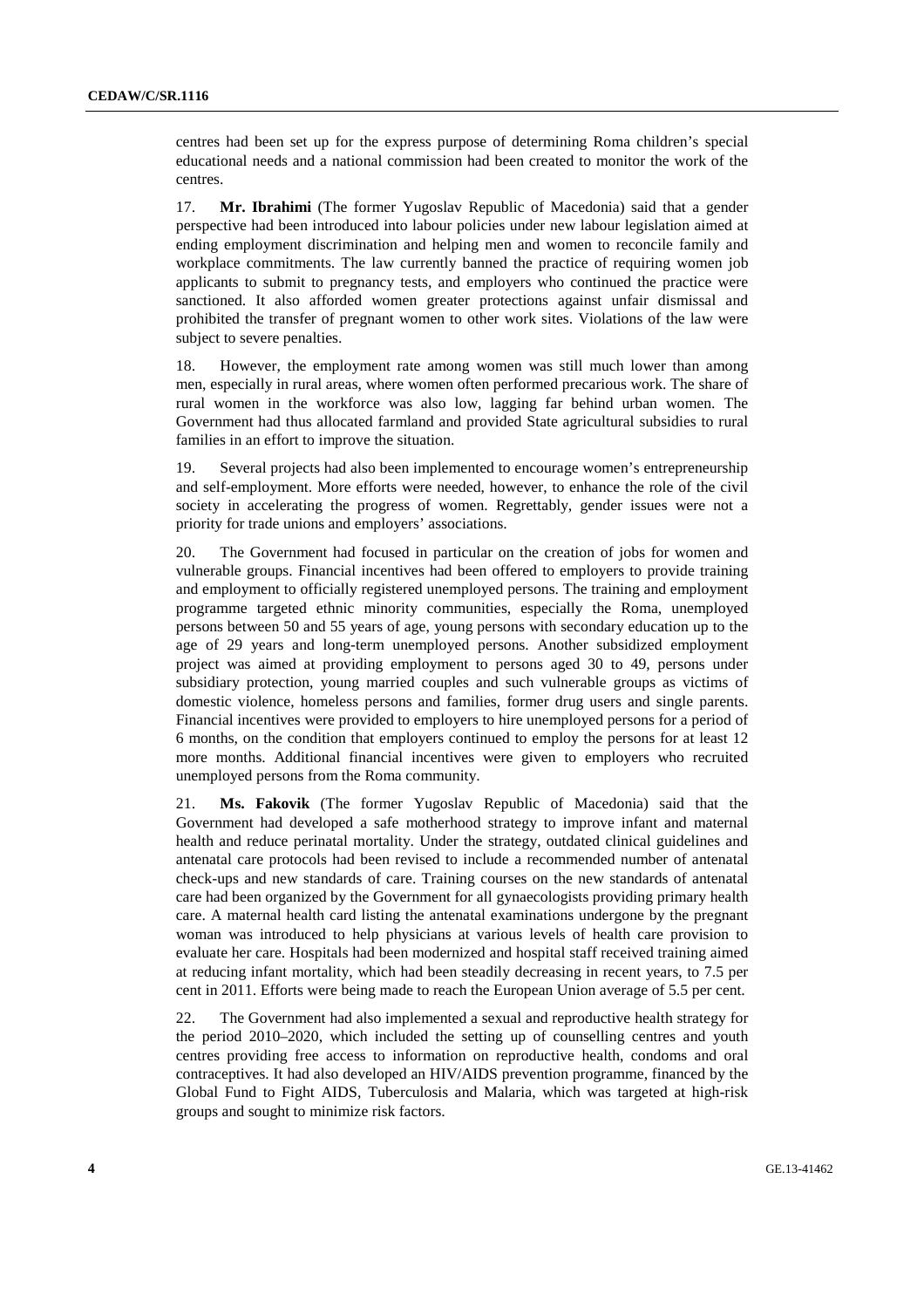centres had been set up for the express purpose of determining Roma children's special educational needs and a national commission had been created to monitor the work of the centres.

17. **Mr. Ibrahimi** (The former Yugoslav Republic of Macedonia) said that a gender perspective had been introduced into labour policies under new labour legislation aimed at ending employment discrimination and helping men and women to reconcile family and workplace commitments. The law currently banned the practice of requiring women job applicants to submit to pregnancy tests, and employers who continued the practice were sanctioned. It also afforded women greater protections against unfair dismissal and prohibited the transfer of pregnant women to other work sites. Violations of the law were subject to severe penalties.

18. However, the employment rate among women was still much lower than among men, especially in rural areas, where women often performed precarious work. The share of rural women in the workforce was also low, lagging far behind urban women. The Government had thus allocated farmland and provided State agricultural subsidies to rural families in an effort to improve the situation.

19. Several projects had also been implemented to encourage women's entrepreneurship and self-employment. More efforts were needed, however, to enhance the role of the civil society in accelerating the progress of women. Regrettably, gender issues were not a priority for trade unions and employers' associations.

20. The Government had focused in particular on the creation of jobs for women and vulnerable groups. Financial incentives had been offered to employers to provide training and employment to officially registered unemployed persons. The training and employment programme targeted ethnic minority communities, especially the Roma, unemployed persons between 50 and 55 years of age, young persons with secondary education up to the age of 29 years and long-term unemployed persons. Another subsidized employment project was aimed at providing employment to persons aged 30 to 49, persons under subsidiary protection, young married couples and such vulnerable groups as victims of domestic violence, homeless persons and families, former drug users and single parents. Financial incentives were provided to employers to hire unemployed persons for a period of 6 months, on the condition that employers continued to employ the persons for at least 12 more months. Additional financial incentives were given to employers who recruited unemployed persons from the Roma community.

21. **Ms. Fakovik** (The former Yugoslav Republic of Macedonia) said that the Government had developed a safe motherhood strategy to improve infant and maternal health and reduce perinatal mortality. Under the strategy, outdated clinical guidelines and antenatal care protocols had been revised to include a recommended number of antenatal check-ups and new standards of care. Training courses on the new standards of antenatal care had been organized by the Government for all gynaecologists providing primary health care. A maternal health card listing the antenatal examinations undergone by the pregnant woman was introduced to help physicians at various levels of health care provision to evaluate her care. Hospitals had been modernized and hospital staff received training aimed at reducing infant mortality, which had been steadily decreasing in recent years, to 7.5 per cent in 2011. Efforts were being made to reach the European Union average of 5.5 per cent.

22. The Government had also implemented a sexual and reproductive health strategy for the period 2010–2020, which included the setting up of counselling centres and youth centres providing free access to information on reproductive health, condoms and oral contraceptives. It had also developed an HIV/AIDS prevention programme, financed by the Global Fund to Fight AIDS, Tuberculosis and Malaria, which was targeted at high-risk groups and sought to minimize risk factors.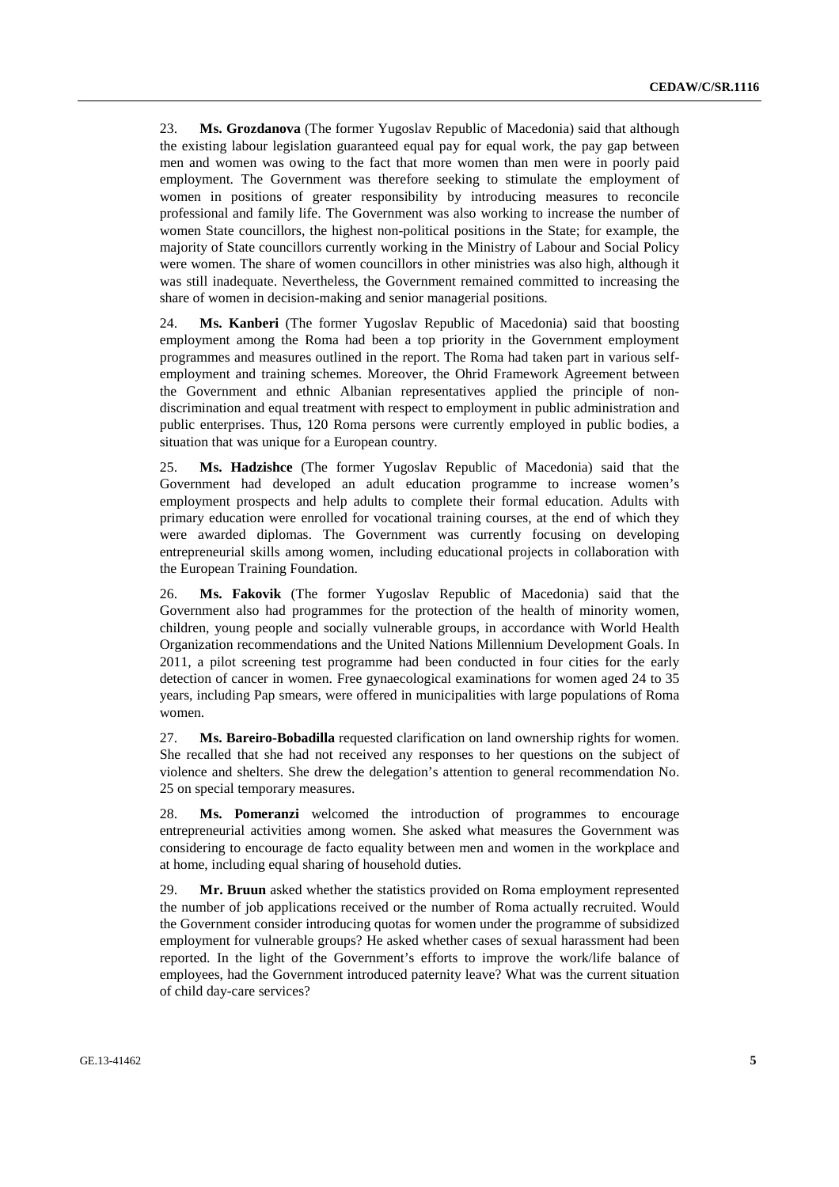23. **Ms. Grozdanova** (The former Yugoslav Republic of Macedonia) said that although the existing labour legislation guaranteed equal pay for equal work, the pay gap between men and women was owing to the fact that more women than men were in poorly paid employment. The Government was therefore seeking to stimulate the employment of women in positions of greater responsibility by introducing measures to reconcile professional and family life. The Government was also working to increase the number of women State councillors, the highest non-political positions in the State; for example, the majority of State councillors currently working in the Ministry of Labour and Social Policy were women. The share of women councillors in other ministries was also high, although it was still inadequate. Nevertheless, the Government remained committed to increasing the share of women in decision-making and senior managerial positions.

24. **Ms. Kanberi** (The former Yugoslav Republic of Macedonia) said that boosting employment among the Roma had been a top priority in the Government employment programmes and measures outlined in the report. The Roma had taken part in various self-employment and training schemes. Moreover, the Ohrid Framework Agreement between the Government and ethnic Albanian representatives applied the principle of non-discrimination and equal treatment with respect to employment in public administration and public enterprises. Thus, 120 Roma persons were currently employed in public bodies, a situation that was unique for a European country.

25. **Ms. Hadzishce** (The former Yugoslav Republic of Macedonia) said that the Government had developed an adult education programme to increase women's employment prospects and help adults to complete their formal education. Adults with primary education were enrolled for vocational training courses, at the end of which they were awarded diplomas. The Government was currently focusing on developing entrepreneurial skills among women, including educational projects in collaboration with the European Training Foundation.

26. **Ms. Fakovik** (The former Yugoslav Republic of Macedonia) said that the Government also had programmes for the protection of the health of minority women, children, young people and socially vulnerable groups, in accordance with World Health Organization recommendations and the United Nations Millennium Development Goals. In 2011, a pilot screening test programme had been conducted in four cities for the early detection of cancer in women. Free gynaecological examinations for women aged 24 to 35 years, including Pap smears, were offered in municipalities with large populations of Roma women.

27. **Ms. Bareiro-Bobadilla** requested clarification on land ownership rights for women. She recalled that she had not received any responses to her questions on the subject of violence and shelters. She drew the delegation's attention to general recommendation No. 25 on special temporary measures.

28. **Ms. Pomeranzi** welcomed the introduction of programmes to encourage entrepreneurial activities among women. She asked what measures the Government was considering to encourage de facto equality between men and women in the workplace and at home, including equal sharing of household duties.

29. **Mr. Bruun** asked whether the statistics provided on Roma employment represented the number of job applications received or the number of Roma actually recruited. Would the Government consider introducing quotas for women under the programme of subsidized employment for vulnerable groups? He asked whether cases of sexual harassment had been reported. In the light of the Government's efforts to improve the work/life balance of employees, had the Government introduced paternity leave? What was the current situation of child day-care services?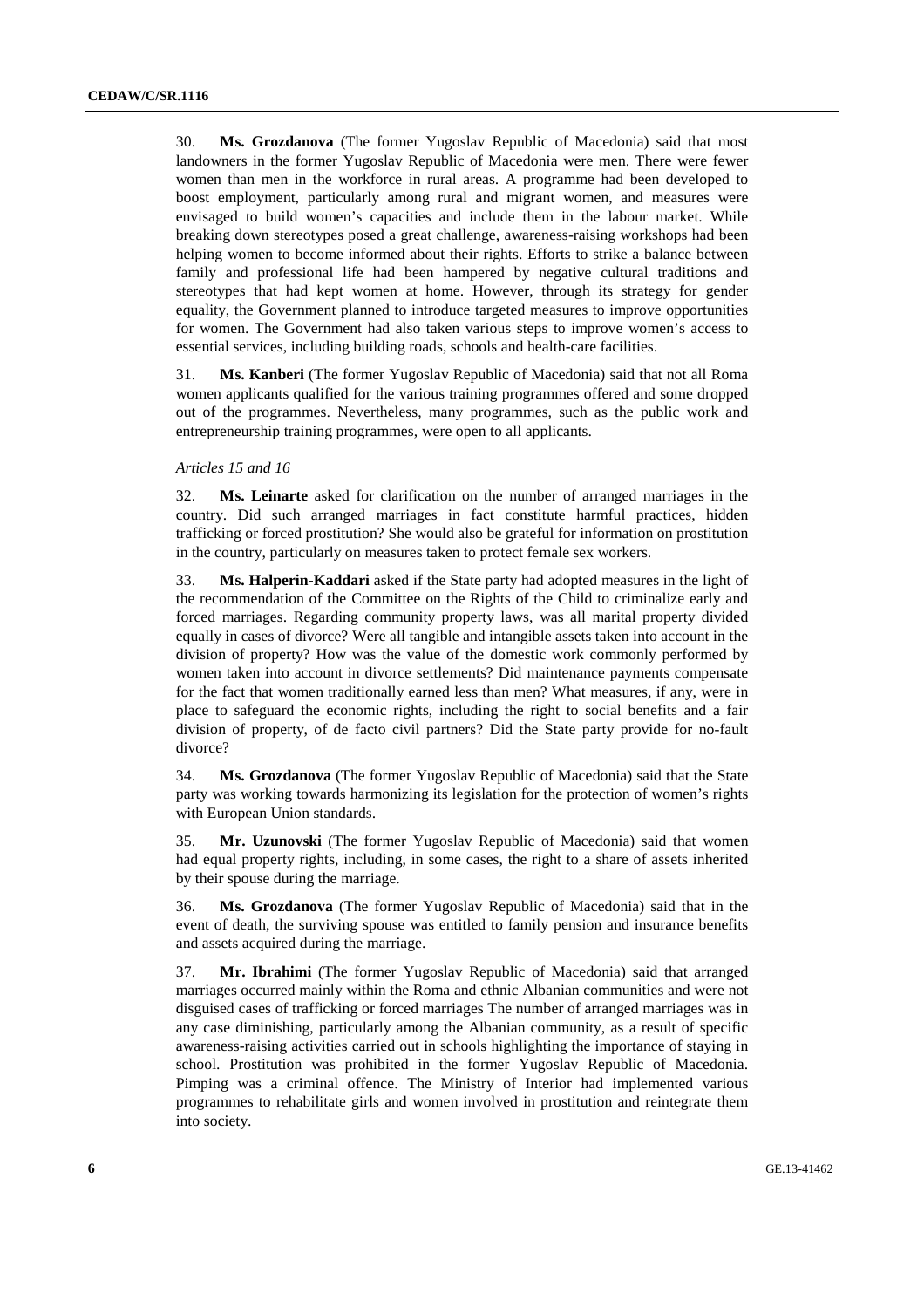30. **Ms. Grozdanova** (The former Yugoslav Republic of Macedonia) said that most landowners in the former Yugoslav Republic of Macedonia were men. There were fewer women than men in the workforce in rural areas. A programme had been developed to boost employment, particularly among rural and migrant women, and measures were envisaged to build women's capacities and include them in the labour market. While breaking down stereotypes posed a great challenge, awareness-raising workshops had been helping women to become informed about their rights. Efforts to strike a balance between family and professional life had been hampered by negative cultural traditions and stereotypes that had kept women at home. However, through its strategy for gender equality, the Government planned to introduce targeted measures to improve opportunities for women. The Government had also taken various steps to improve women's access to essential services, including building roads, schools and health-care facilities.

31. **Ms. Kanberi** (The former Yugoslav Republic of Macedonia) said that not all Roma women applicants qualified for the various training programmes offered and some dropped out of the programmes. Nevertheless, many programmes, such as the public work and entrepreneurship training programmes, were open to all applicants.

*Articles 15 and 16*

32. **Ms. Leinarte** asked for clarification on the number of arranged marriages in the country. Did such arranged marriages in fact constitute harmful practices, hidden trafficking or forced prostitution? She would also be grateful for information on prostitution in the country, particularly on measures taken to protect female sex workers.

33. **Ms. Halperin-Kaddari** asked if the State party had adopted measures in the light of the recommendation of the Committee on the Rights of the Child to criminalize early and forced marriages. Regarding community property laws, was all marital property divided equally in cases of divorce? Were all tangible and intangible assets taken into account in the division of property? How was the value of the domestic work commonly performed by women taken into account in divorce settlements? Did maintenance payments compensate for the fact that women traditionally earned less than men? What measures, if any, were in place to safeguard the economic rights, including the right to social benefits and a fair division of property, of de facto civil partners? Did the State party provide for no-fault divorce?

34. **Ms. Grozdanova** (The former Yugoslav Republic of Macedonia) said that the State party was working towards harmonizing its legislation for the protection of women's rights with European Union standards.

35. **Mr. Uzunovski** (The former Yugoslav Republic of Macedonia) said that women had equal property rights, including, in some cases, the right to a share of assets inherited by their spouse during the marriage.

36. **Ms. Grozdanova** (The former Yugoslav Republic of Macedonia) said that in the event of death, the surviving spouse was entitled to family pension and insurance benefits and assets acquired during the marriage.

37. **Mr. Ibrahimi** (The former Yugoslav Republic of Macedonia) said that arranged marriages occurred mainly within the Roma and ethnic Albanian communities and were not disguised cases of trafficking or forced marriages The number of arranged marriages was in any case diminishing, particularly among the Albanian community, as a result of specific awareness-raising activities carried out in schools highlighting the importance of staying in school. Prostitution was prohibited in the former Yugoslav Republic of Macedonia. Pimping was a criminal offence. The Ministry of Interior had implemented various programmes to rehabilitate girls and women involved in prostitution and reintegrate them into society.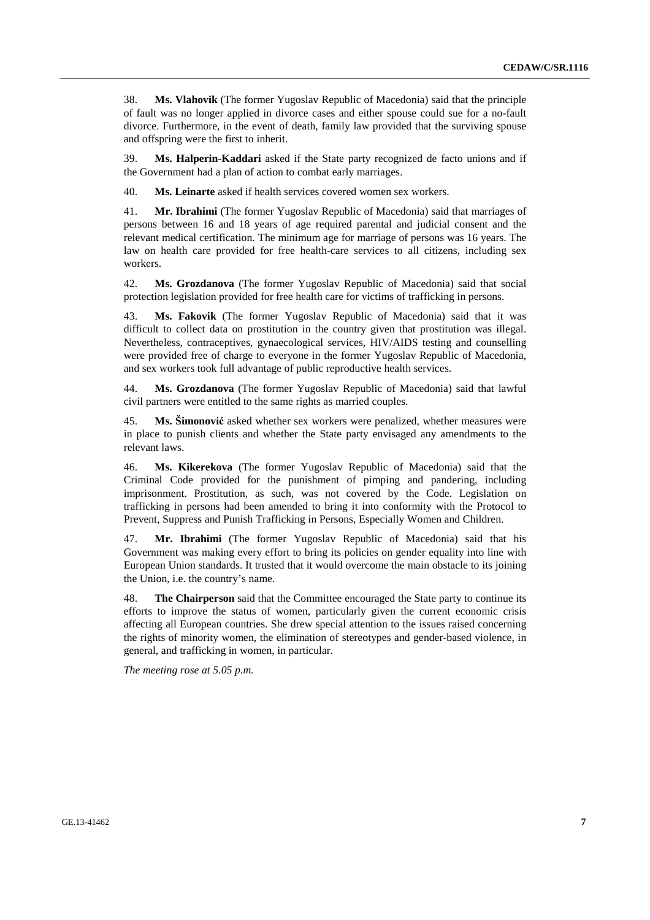38. **Ms. Vlahovik** (The former Yugoslav Republic of Macedonia) said that the principle of fault was no longer applied in divorce cases and either spouse could sue for a no-fault divorce. Furthermore, in the event of death, family law provided that the surviving spouse and offspring were the first to inherit.

39. **Ms. Halperin-Kaddari** asked if the State party recognized de facto unions and if the Government had a plan of action to combat early marriages.

40. **Ms. Leinarte** asked if health services covered women sex workers.

41. **Mr. Ibrahimi** (The former Yugoslav Republic of Macedonia) said that marriages of persons between 16 and 18 years of age required parental and judicial consent and the relevant medical certification. The minimum age for marriage of persons was 16 years. The law on health care provided for free health-care services to all citizens, including sex workers.

42. **Ms. Grozdanova** (The former Yugoslav Republic of Macedonia) said that social protection legislation provided for free health care for victims of trafficking in persons.

43. **Ms. Fakovik** (The former Yugoslav Republic of Macedonia) said that it was difficult to collect data on prostitution in the country given that prostitution was illegal. Nevertheless, contraceptives, gynaecological services, HIV/AIDS testing and counselling were provided free of charge to everyone in the former Yugoslav Republic of Macedonia, and sex workers took full advantage of public reproductive health services.

44. **Ms. Grozdanova** (The former Yugoslav Republic of Macedonia) said that lawful civil partners were entitled to the same rights as married couples.

45. **Ms. Šimonović** asked whether sex workers were penalized, whether measures were in place to punish clients and whether the State party envisaged any amendments to the relevant laws.

46. **Ms. Kikerekova** (The former Yugoslav Republic of Macedonia) said that the Criminal Code provided for the punishment of pimping and pandering, including imprisonment. Prostitution, as such, was not covered by the Code. Legislation on trafficking in persons had been amended to bring it into conformity with the Protocol to Prevent, Suppress and Punish Trafficking in Persons, Especially Women and Children.

47. **Mr. Ibrahimi** (The former Yugoslav Republic of Macedonia) said that his Government was making every effort to bring its policies on gender equality into line with European Union standards. It trusted that it would overcome the main obstacle to its joining the Union, i.e. the country's name.

48. **The Chairperson** said that the Committee encouraged the State party to continue its efforts to improve the status of women, particularly given the current economic crisis affecting all European countries. She drew special attention to the issues raised concerning the rights of minority women, the elimination of stereotypes and gender-based violence, in general, and trafficking in women, in particular.

*The meeting rose at 5.05 p.m.*